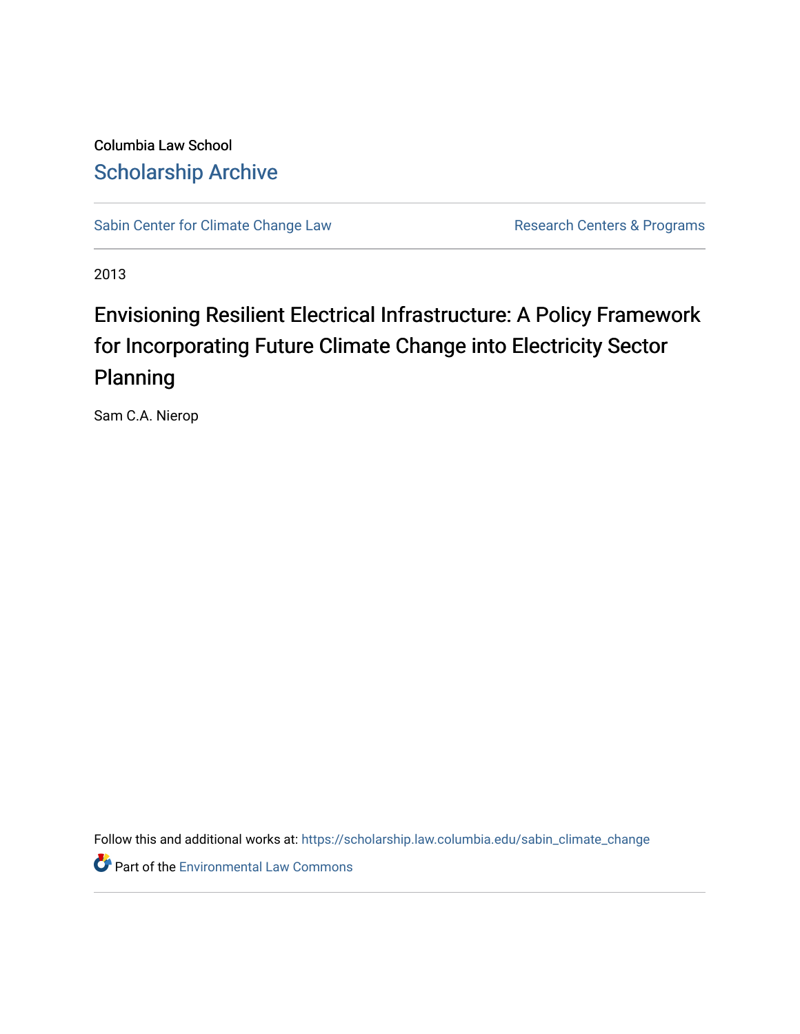Columbia Law School

## Scholarship Archive

Sabin Center for Climate Change Law | Research Centers & Programs

2013

# Envisioning Resilient Electrical Infrastructure: A Policy Framework for Incorporating Future Climate Change into Electricity Sector Planning

Sam C.A. Nierop

Follow this and additional works at: https://scholarship.law.columbia.edu/sabin_climate_change

Part of the Environmental Law Commons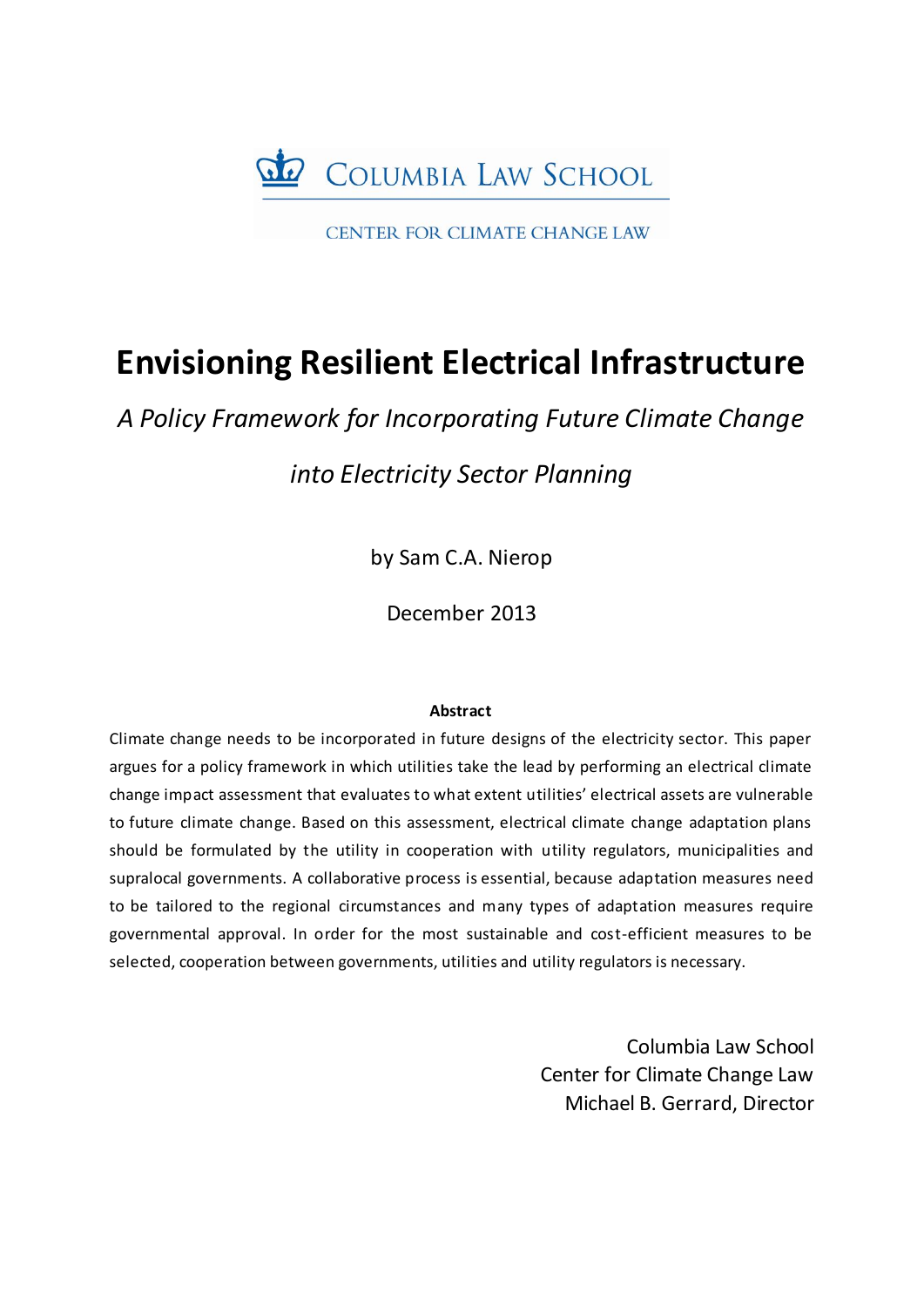COLUMBIA LAW SCHOOL

CENTER FOR CLIMATE CHANGE LAW

# Envisioning Resilient Electrical Infrastructure

*A Policy Framework for Incorporating Future Climate Change into Electricity Sector Planning*

by Sam C.A. Nierop

December 2013

**Abstract**

Climate change needs to be incorporated in future designs of the electricity sector. This paper argues for a policy framework in which utilities take the lead by performing an electrical climate change impact assessment that evaluates to what extent utilities' electrical assets are vulnerable to future climate change. Based on this assessment, electrical climate change adaptation plans should be formulated by the utility in cooperation with utility regulators, municipalities and supralocal governments. A collaborative process is essential, because adaptation measures need to be tailored to the regional circumstances and many types of adaptation measures require governmental approval. In order for the most sustainable and cost-efficient measures to be selected, cooperation between governments, utilities and utility regulators is necessary.

Columbia Law School
Center for Climate Change Law
Michael B. Gerrard, Director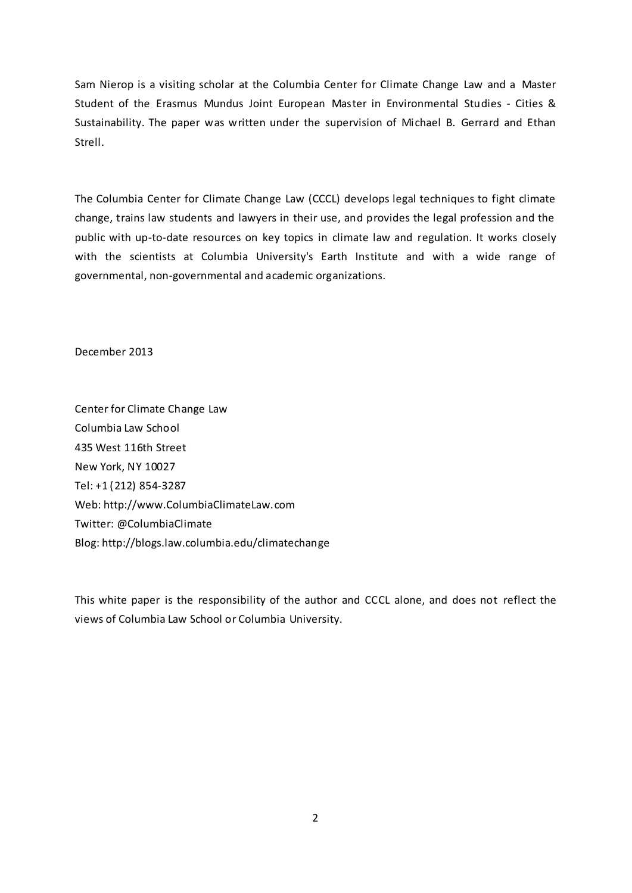Sam Nierop is a visiting scholar at the Columbia Center for Climate Change Law and a Master Student of the Erasmus Mundus Joint European Master in Environmental Studies - Cities & Sustainability. The paper was written under the supervision of Michael B. Gerrard and Ethan Strell.

The Columbia Center for Climate Change Law (CCCL) develops legal techniques to fight climate change, trains law students and lawyers in their use, and provides the legal profession and the public with up-to-date resources on key topics in climate law and regulation. It works closely with the scientists at Columbia University's Earth Institute and with a wide range of governmental, non-governmental and academic organizations.

December 2013

Center for Climate Change Law
Columbia Law School
435 West 116th Street
New York, NY 10027
Tel: +1 (212) 854-3287
Web: http://www.ColumbiaClimateLaw.com
Twitter: @ColumbiaClimate
Blog: http://blogs.law.columbia.edu/climatechange

This white paper is the responsibility of the author and CCCL alone, and does not reflect the views of Columbia Law School or Columbia University.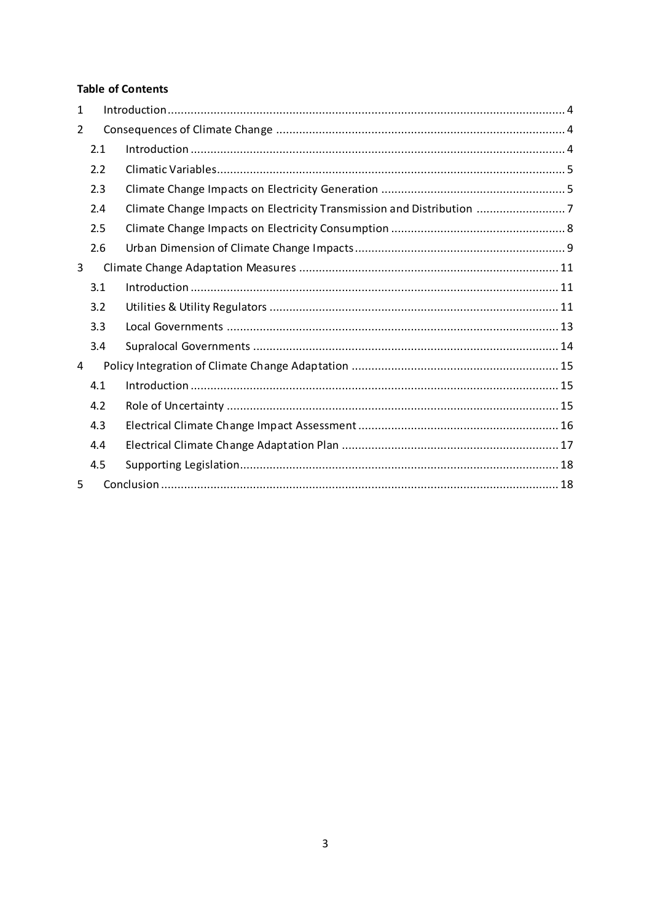**Table of Contents**

1 Introduction ........ 4

2 Consequences of Climate Change ........ 4

- 2.1 Introduction ........ 4
- 2.2 Climatic Variables ........ 5
- 2.3 Climate Change Impacts on Electricity Generation ........ 5
- 2.4 Climate Change Impacts on Electricity Transmission and Distribution ........ 7
- 2.5 Climate Change Impacts on Electricity Consumption ........ 8
- 2.6 Urban Dimension of Climate Change Impacts ........ 9

3 Climate Change Adaptation Measures ........ 11

- 3.1 Introduction ........ 11
- 3.2 Utilities & Utility Regulators ........ 11
- 3.3 Local Governments ........ 13
- 3.4 Supralocal Governments ........ 14

4 Policy Integration of Climate Change Adaptation ........ 15

- 4.1 Introduction ........ 15
- 4.2 Role of Uncertainty ........ 15
- 4.3 Electrical Climate Change Impact Assessment ........ 16
- 4.4 Electrical Climate Change Adaptation Plan ........ 17
- 4.5 Supporting Legislation ........ 18

5 Conclusion ........ 18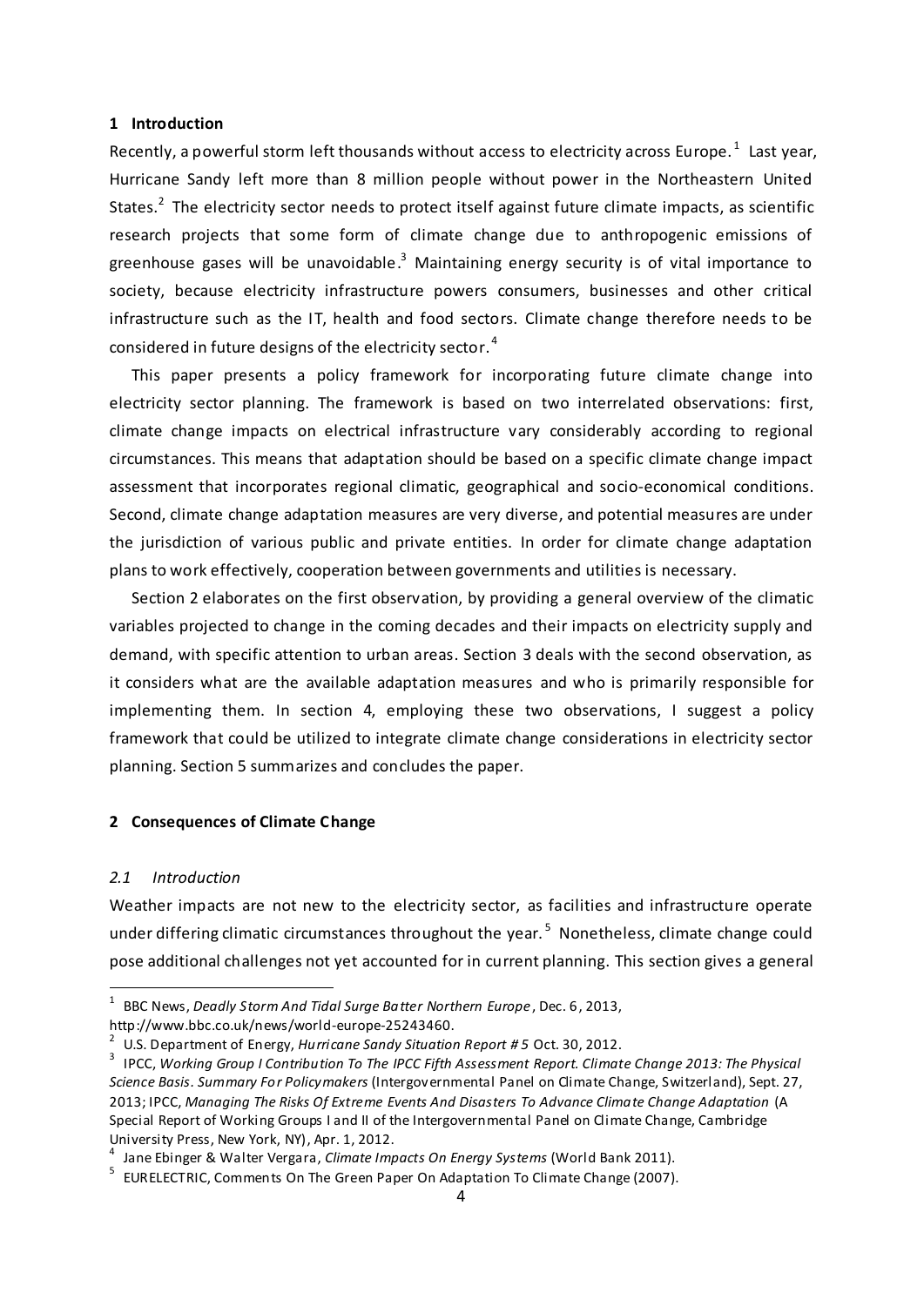## 1 Introduction

Recently, a powerful storm left thousands without access to electricity across Europe.[1] Last year, Hurricane Sandy left more than 8 million people without power in the Northeastern United States.[2] The electricity sector needs to protect itself against future climate impacts, as scientific research projects that some form of climate change due to anthropogenic emissions of greenhouse gases will be unavoidable.[3] Maintaining energy security is of vital importance to society, because electricity infrastructure powers consumers, businesses and other critical infrastructure such as the IT, health and food sectors. Climate change therefore needs to be considered in future designs of the electricity sector.[4]

This paper presents a policy framework for incorporating future climate change into electricity sector planning. The framework is based on two interrelated observations: first, climate change impacts on electrical infrastructure vary considerably according to regional circumstances. This means that adaptation should be based on a specific climate change impact assessment that incorporates regional climatic, geographical and socio-economical conditions. Second, climate change adaptation measures are very diverse, and potential measures are under the jurisdiction of various public and private entities. In order for climate change adaptation plans to work effectively, cooperation between governments and utilities is necessary.

Section 2 elaborates on the first observation, by providing a general overview of the climatic variables projected to change in the coming decades and their impacts on electricity supply and demand, with specific attention to urban areas. Section 3 deals with the second observation, as it considers what are the available adaptation measures and who is primarily responsible for implementing them. In section 4, employing these two observations, I suggest a policy framework that could be utilized to integrate climate change considerations in electricity sector planning. Section 5 summarizes and concludes the paper.

## 2 Consequences of Climate Change

### *2.1 Introduction*

Weather impacts are not new to the electricity sector, as facilities and infrastructure operate under differing climatic circumstances throughout the year.[5] Nonetheless, climate change could pose additional challenges not yet accounted for in current planning. This section gives a general

---

[1] BBC News, *Deadly Storm And Tidal Surge Batter Northern Europe*, Dec. 6, 2013, http://www.bbc.co.uk/news/world-europe-25243460.

[2] U.S. Department of Energy, *Hurricane Sandy Situation Report # 5* Oct. 30, 2012.

[3] IPCC, *Working Group I Contribution To The IPCC Fifth Assessment Report. Climate Change 2013: The Physical Science Basis. Summary For Policymakers* (Intergovernmental Panel on Climate Change, Switzerland), Sept. 27, 2013; IPCC, *Managing The Risks Of Extreme Events And Disasters To Advance Climate Change Adaptation* (A Special Report of Working Groups I and II of the Intergovernmental Panel on Climate Change, Cambridge University Press, New York, NY), Apr. 1, 2012.

[4] Jane Ebinger & Walter Vergara, *Climate Impacts On Energy Systems* (World Bank 2011).

[5] EURELECTRIC, Comments On The Green Paper On Adaptation To Climate Change (2007).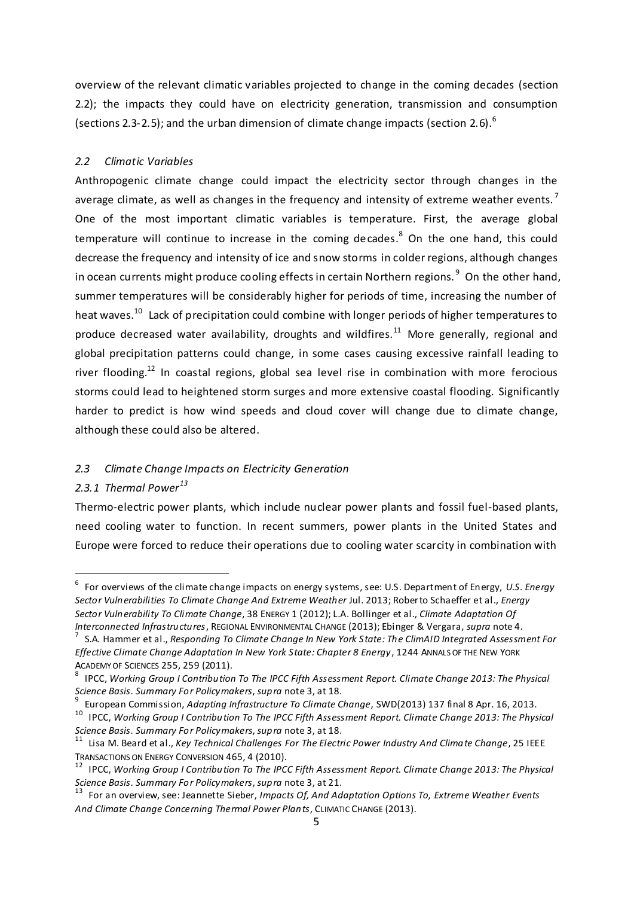overview of the relevant climatic variables projected to change in the coming decades (section 2.2); the impacts they could have on electricity generation, transmission and consumption (sections 2.3-2.5); and the urban dimension of climate change impacts (section 2.6).[6]

### *2.2 Climatic Variables*

Anthropogenic climate change could impact the electricity sector through changes in the average climate, as well as changes in the frequency and intensity of extreme weather events.[7] One of the most important climatic variables is temperature. First, the average global temperature will continue to increase in the coming decades.[8] On the one hand, this could decrease the frequency and intensity of ice and snow storms in colder regions, although changes in ocean currents might produce cooling effects in certain Northern regions.[9] On the other hand, summer temperatures will be considerably higher for periods of time, increasing the number of heat waves.[10] Lack of precipitation could combine with longer periods of higher temperatures to produce decreased water availability, droughts and wildfires.[11] More generally, regional and global precipitation patterns could change, in some cases causing excessive rainfall leading to river flooding.[12] In coastal regions, global sea level rise in combination with more ferocious storms could lead to heightened storm surges and more extensive coastal flooding. Significantly harder to predict is how wind speeds and cloud cover will change due to climate change, although these could also be altered.

### *2.3 Climate Change Impacts on Electricity Generation*

#### *2.3.1 Thermal Power[13]*

Thermo-electric power plants, which include nuclear power plants and fossil fuel-based plants, need cooling water to function. In recent summers, power plants in the United States and Europe were forced to reduce their operations due to cooling water scarcity in combination with

---

[6] For overviews of the climate change impacts on energy systems, see: U.S. Department of Energy, *U.S. Energy Sector Vulnerabilities To Climate Change And Extreme Weather* Jul. 2013; Roberto Schaeffer et al., *Energy Sector Vulnerability To Climate Change*, 38 ENERGY 1 (2012); L.A. Bollinger et al., *Climate Adaptation Of Interconnected Infrastructures*, REGIONAL ENVIRONMENTAL CHANGE (2013); Ebinger & Vergara, *supra* note 4.

[7] S.A. Hammer et al., *Responding To Climate Change In New York State: The ClimAID Integrated Assessment For Effective Climate Change Adaptation In New York State: Chapter 8 Energy*, 1244 ANNALS OF THE NEW YORK ACADEMY OF SCIENCES 255, 259 (2011).

[8] IPCC, *Working Group I Contribution To The IPCC Fifth Assessment Report. Climate Change 2013: The Physical Science Basis. Summary For Policymakers*, *supra* note 3, at 18.

[9] European Commission, *Adapting Infrastructure To Climate Change*, SWD(2013) 137 final 8 Apr. 16, 2013.

[10] IPCC, *Working Group I Contribution To The IPCC Fifth Assessment Report. Climate Change 2013: The Physical Science Basis. Summary For Policymakers*, *supra* note 3, at 18.

[11] Lisa M. Beard et al., *Key Technical Challenges For The Electric Power Industry And Climate Change*, 25 IEEE TRANSACTIONS ON ENERGY CONVERSION 465, 4 (2010).

[12] IPCC, *Working Group I Contribution To The IPCC Fifth Assessment Report. Climate Change 2013: The Physical Science Basis. Summary For Policymakers*, *supra* note 3, at 21.

[13] For an overview, see: Jeannette Sieber, *Impacts Of, And Adaptation Options To, Extreme Weather Events And Climate Change Concerning Thermal Power Plants*, CLIMATIC CHANGE (2013).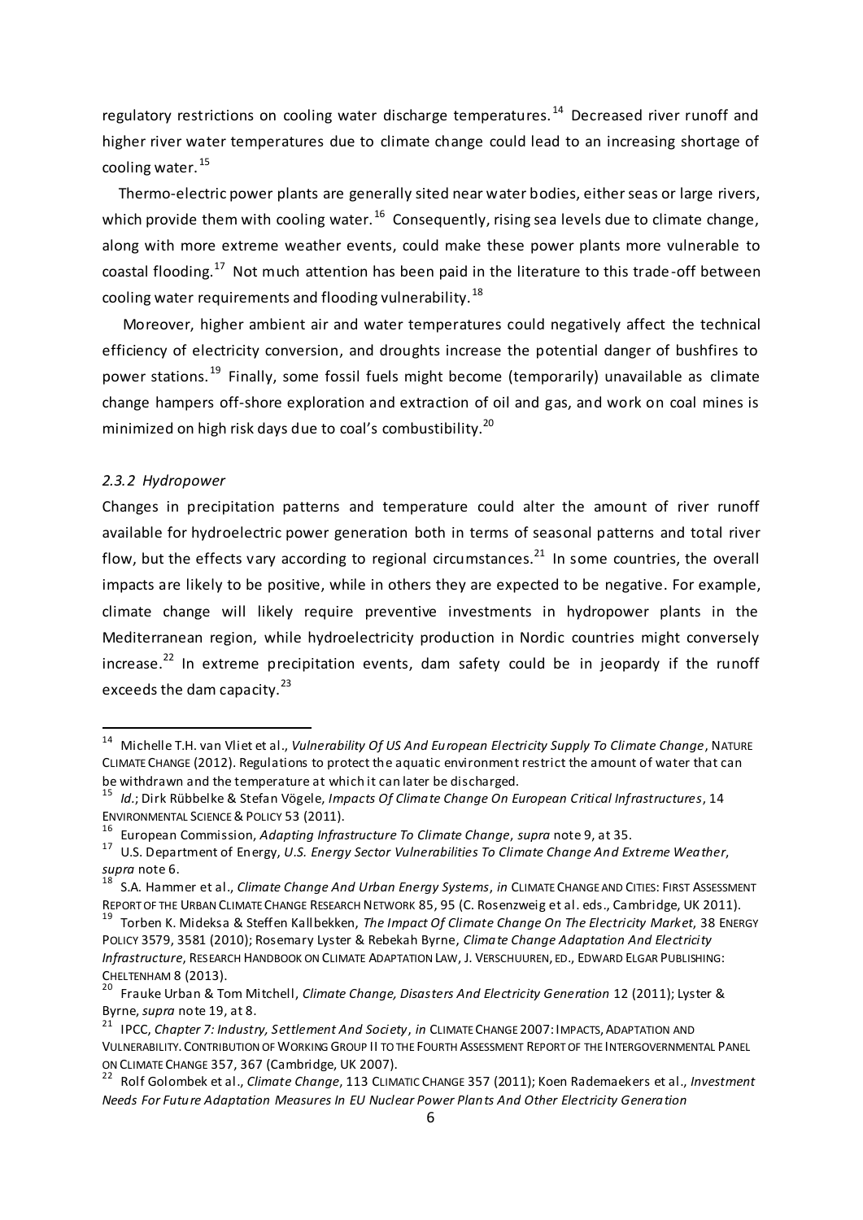regulatory restrictions on cooling water discharge temperatures.[14] Decreased river runoff and higher river water temperatures due to climate change could lead to an increasing shortage of cooling water.[15]

Thermo-electric power plants are generally sited near water bodies, either seas or large rivers, which provide them with cooling water.[16] Consequently, rising sea levels due to climate change, along with more extreme weather events, could make these power plants more vulnerable to coastal flooding.[17] Not much attention has been paid in the literature to this trade-off between cooling water requirements and flooding vulnerability.[18]

Moreover, higher ambient air and water temperatures could negatively affect the technical efficiency of electricity conversion, and droughts increase the potential danger of bushfires to power stations.[19] Finally, some fossil fuels might become (temporarily) unavailable as climate change hampers off-shore exploration and extraction of oil and gas, and work on coal mines is minimized on high risk days due to coal's combustibility.[20]

### *2.3.2 Hydropower*

Changes in precipitation patterns and temperature could alter the amount of river runoff available for hydroelectric power generation both in terms of seasonal patterns and total river flow, but the effects vary according to regional circumstances.[21] In some countries, the overall impacts are likely to be positive, while in others they are expected to be negative. For example, climate change will likely require preventive investments in hydropower plants in the Mediterranean region, while hydroelectricity production in Nordic countries might conversely increase.[22] In extreme precipitation events, dam safety could be in jeopardy if the runoff exceeds the dam capacity.[23]

---

[14] Michelle T.H. van Vliet et al., *Vulnerability Of US And European Electricity Supply To Climate Change*, NATURE CLIMATE CHANGE (2012). Regulations to protect the aquatic environment restrict the amount of water that can be withdrawn and the temperature at which it can later be discharged.

[15] *Id.*; Dirk Rübbelke & Stefan Vögele, *Impacts Of Climate Change On European Critical Infrastructures*, 14 ENVIRONMENTAL SCIENCE & POLICY 53 (2011).

[16] European Commission, *Adapting Infrastructure To Climate Change*, *supra* note 9, at 35.

[17] U.S. Department of Energy, *U.S. Energy Sector Vulnerabilities To Climate Change And Extreme Weather*, *supra* note 6.

[18] S.A. Hammer et al., *Climate Change And Urban Energy Systems*, *in* CLIMATE CHANGE AND CITIES: FIRST ASSESSMENT REPORT OF THE URBAN CLIMATE CHANGE RESEARCH NETWORK 85, 95 (C. Rosenzweig et al. eds., Cambridge, UK 2011).

[19] Torben K. Mideksa & Steffen Kallbekken, *The Impact Of Climate Change On The Electricity Market*, 38 ENERGY POLICY 3579, 3581 (2010); Rosemary Lyster & Rebekah Byrne, *Climate Change Adaptation And Electricity Infrastructure*, RESEARCH HANDBOOK ON CLIMATE ADAPTATION LAW, J. VERSCHUUREN, ED., EDWARD ELGAR PUBLISHING: CHELTENHAM 8 (2013).

[20] Frauke Urban & Tom Mitchell, *Climate Change, Disasters And Electricity Generation* 12 (2011); Lyster & Byrne, *supra* note 19, at 8.

[21] IPCC, *Chapter 7: Industry, Settlement And Society*, *in* CLIMATE CHANGE 2007: IMPACTS, ADAPTATION AND VULNERABILITY. CONTRIBUTION OF WORKING GROUP II TO THE FOURTH ASSESSMENT REPORT OF THE INTERGOVERNMENTAL PANEL ON CLIMATE CHANGE 357, 367 (Cambridge, UK 2007).

[22] Rolf Golombek et al., *Climate Change*, 113 CLIMATIC CHANGE 357 (2011); Koen Rademaekers et al., *Investment Needs For Future Adaptation Measures In EU Nuclear Power Plants And Other Electricity Generation*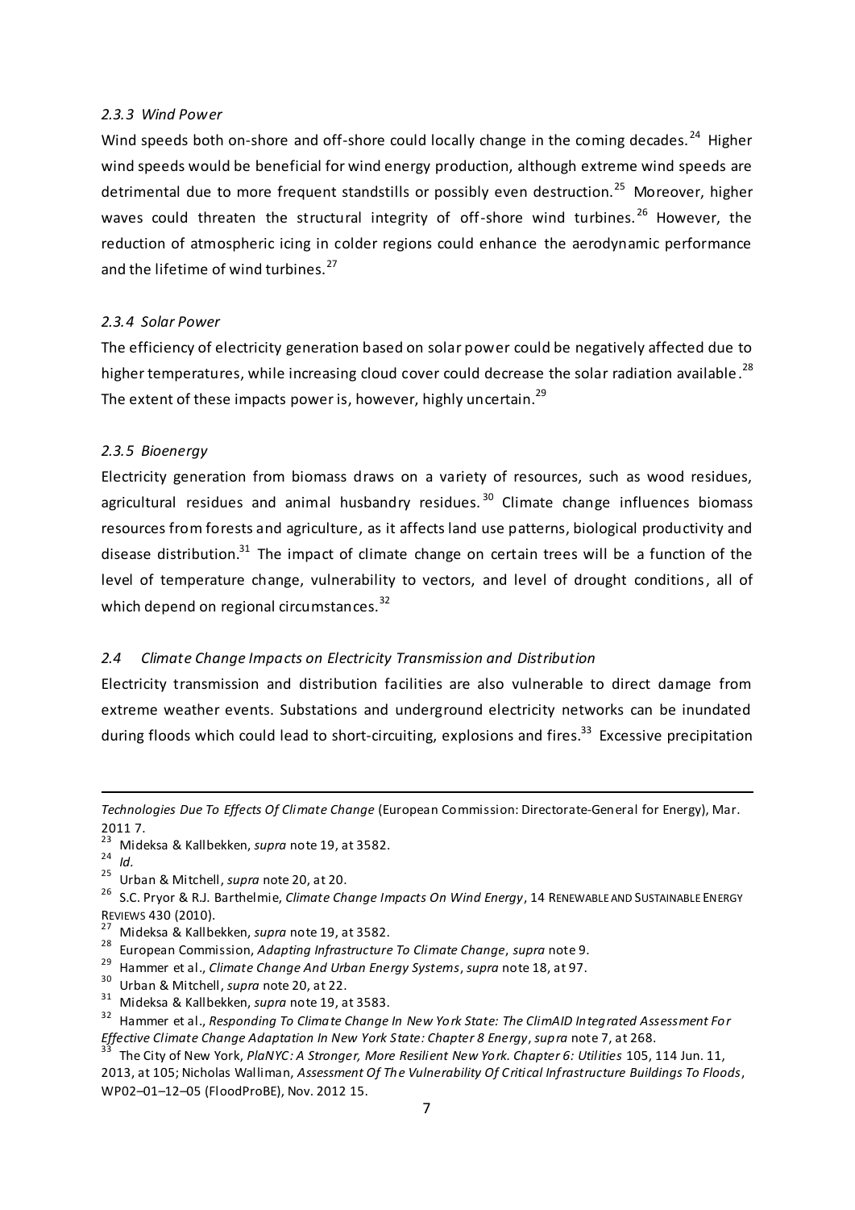### *2.3.3 Wind Power*

Wind speeds both on-shore and off-shore could locally change in the coming decades.[24] Higher wind speeds would be beneficial for wind energy production, although extreme wind speeds are detrimental due to more frequent standstills or possibly even destruction.[25] Moreover, higher waves could threaten the structural integrity of off-shore wind turbines.[26] However, the reduction of atmospheric icing in colder regions could enhance the aerodynamic performance and the lifetime of wind turbines.[27]

### *2.3.4 Solar Power*

The efficiency of electricity generation based on solar power could be negatively affected due to higher temperatures, while increasing cloud cover could decrease the solar radiation available.[28] The extent of these impacts power is, however, highly uncertain.[29]

### *2.3.5 Bioenergy*

Electricity generation from biomass draws on a variety of resources, such as wood residues, agricultural residues and animal husbandry residues.[30] Climate change influences biomass resources from forests and agriculture, as it affects land use patterns, biological productivity and disease distribution.[31] The impact of climate change on certain trees will be a function of the level of temperature change, vulnerability to vectors, and level of drought conditions, all of which depend on regional circumstances.[32]

## *2.4 Climate Change Impacts on Electricity Transmission and Distribution*

Electricity transmission and distribution facilities are also vulnerable to direct damage from extreme weather events. Substations and underground electricity networks can be inundated during floods which could lead to short-circuiting, explosions and fires.[33] Excessive precipitation

---

*Technologies Due To Effects Of Climate Change* (European Commission: Directorate-General for Energy), Mar. 2011 7.

[23] Mideksa & Kallbekken, *supra* note 19, at 3582.

[24] *Id.*

[25] Urban & Mitchell, *supra* note 20, at 20.

[26] S.C. Pryor & R.J. Barthelmie, *Climate Change Impacts On Wind Energy*, 14 RENEWABLE AND SUSTAINABLE ENERGY REVIEWS 430 (2010).

[27] Mideksa & Kallbekken, *supra* note 19, at 3582.

[28] European Commission, *Adapting Infrastructure To Climate Change*, *supra* note 9.

[29] Hammer et al., *Climate Change And Urban Energy Systems*, *supra* note 18, at 97.

[30] Urban & Mitchell, *supra* note 20, at 22.

[31] Mideksa & Kallbekken, *supra* note 19, at 3583.

[32] Hammer et al., *Responding To Climate Change In New York State: The ClimAID Integrated Assessment For Effective Climate Change Adaptation In New York State: Chapter 8 Energy*, *supra* note 7, at 268.

[33] The City of New York, *PlaNYC: A Stronger, More Resilient New York. Chapter 6: Utilities* 105, 114 Jun. 11, 2013, at 105; Nicholas Walliman, *Assessment Of The Vulnerability Of Critical Infrastructure Buildings To Floods*, WP02–01–12–05 (FloodProBE), Nov. 2012 15.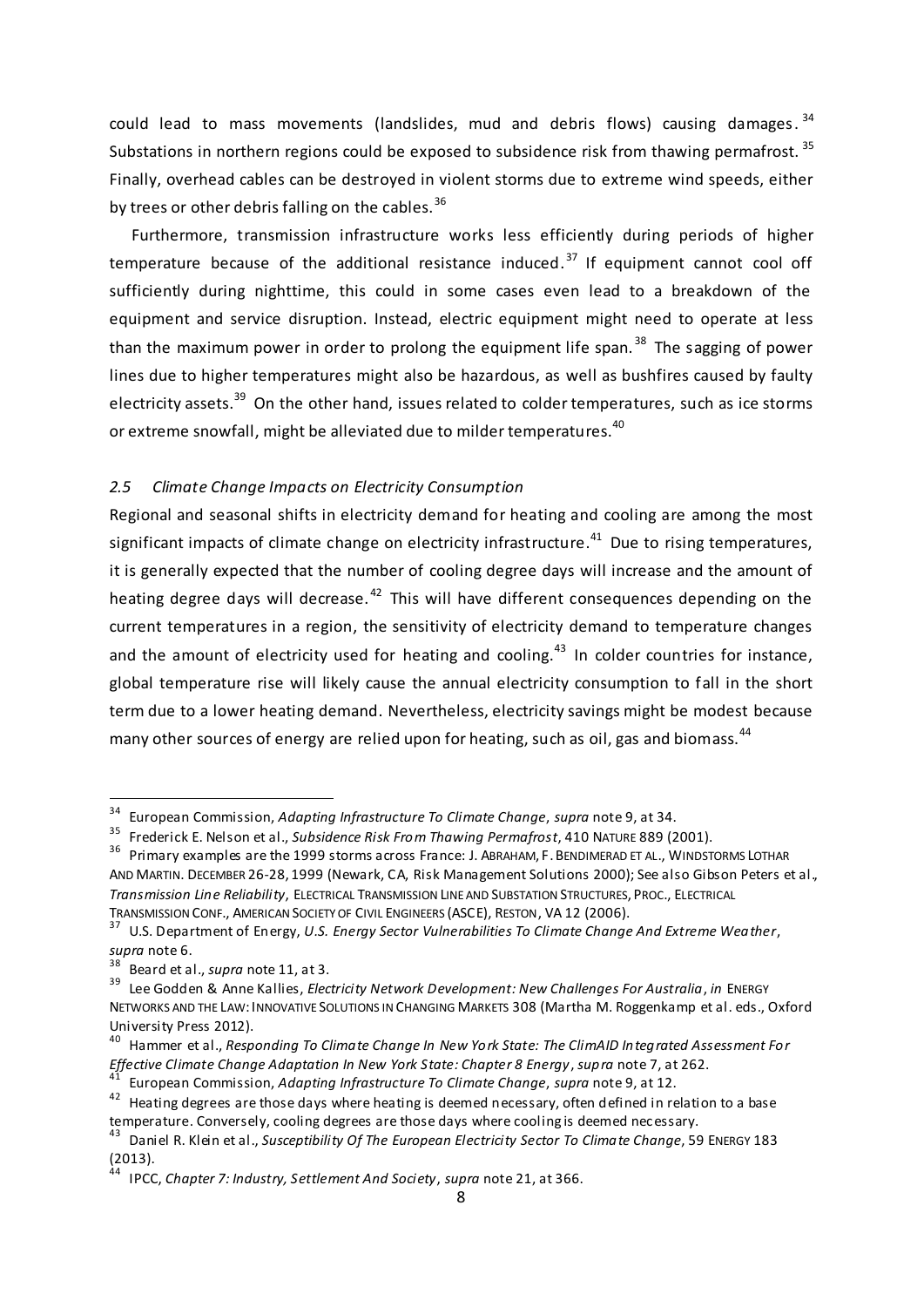could lead to mass movements (landslides, mud and debris flows) causing damages.[34] Substations in northern regions could be exposed to subsidence risk from thawing permafrost.[35] Finally, overhead cables can be destroyed in violent storms due to extreme wind speeds, either by trees or other debris falling on the cables.[36]

Furthermore, transmission infrastructure works less efficiently during periods of higher temperature because of the additional resistance induced.[37] If equipment cannot cool off sufficiently during nighttime, this could in some cases even lead to a breakdown of the equipment and service disruption. Instead, electric equipment might need to operate at less than the maximum power in order to prolong the equipment life span.[38] The sagging of power lines due to higher temperatures might also be hazardous, as well as bushfires caused by faulty electricity assets.[39] On the other hand, issues related to colder temperatures, such as ice storms or extreme snowfall, might be alleviated due to milder temperatures.[40]

### *2.5 Climate Change Impacts on Electricity Consumption*

Regional and seasonal shifts in electricity demand for heating and cooling are among the most significant impacts of climate change on electricity infrastructure.[41] Due to rising temperatures, it is generally expected that the number of cooling degree days will increase and the amount of heating degree days will decrease.[42] This will have different consequences depending on the current temperatures in a region, the sensitivity of electricity demand to temperature changes and the amount of electricity used for heating and cooling.[43] In colder countries for instance, global temperature rise will likely cause the annual electricity consumption to fall in the short term due to a lower heating demand. Nevertheless, electricity savings might be modest because many other sources of energy are relied upon for heating, such as oil, gas and biomass.[44]

---

[34] European Commission, *Adapting Infrastructure To Climate Change*, *supra* note 9, at 34.

[35] Frederick E. Nelson et al., *Subsidence Risk From Thawing Permafrost*, 410 NATURE 889 (2001).

[36] Primary examples are the 1999 storms across France: J. ABRAHAM, F. BENDIMERAD ET AL., WINDSTORMS LOTHAR AND MARTIN. DECEMBER 26-28, 1999 (Newark, CA, Risk Management Solutions 2000); See also Gibson Peters et al., *Transmission Line Reliability*, ELECTRICAL TRANSMISSION LINE AND SUBSTATION STRUCTURES, PROC., ELECTRICAL TRANSMISSION CONF., AMERICAN SOCIETY OF CIVIL ENGINEERS (ASCE), RESTON, VA 12 (2006).

[37] U.S. Department of Energy, *U.S. Energy Sector Vulnerabilities To Climate Change And Extreme Weather*, *supra* note 6.

[38] Beard et al., *supra* note 11, at 3.

[39] Lee Godden & Anne Kallies, *Electricity Network Development: New Challenges For Australia*, *in* ENERGY NETWORKS AND THE LAW: INNOVATIVE SOLUTIONS IN CHANGING MARKETS 308 (Martha M. Roggenkamp et al. eds., Oxford University Press 2012).

[40] Hammer et al., *Responding To Climate Change In New York State: The ClimAID Integrated Assessment For Effective Climate Change Adaptation In New York State: Chapter 8 Energy*, *supra* note 7, at 262.

[41] European Commission, *Adapting Infrastructure To Climate Change*, *supra* note 9, at 12.

[42] Heating degrees are those days where heating is deemed necessary, often defined in relation to a base temperature. Conversely, cooling degrees are those days where cooling is deemed necessary.

[43] Daniel R. Klein et al., *Susceptibility Of The European Electricity Sector To Climate Change*, 59 ENERGY 183 (2013).

[44] IPCC, *Chapter 7: Industry, Settlement And Society*, *supra* note 21, at 366.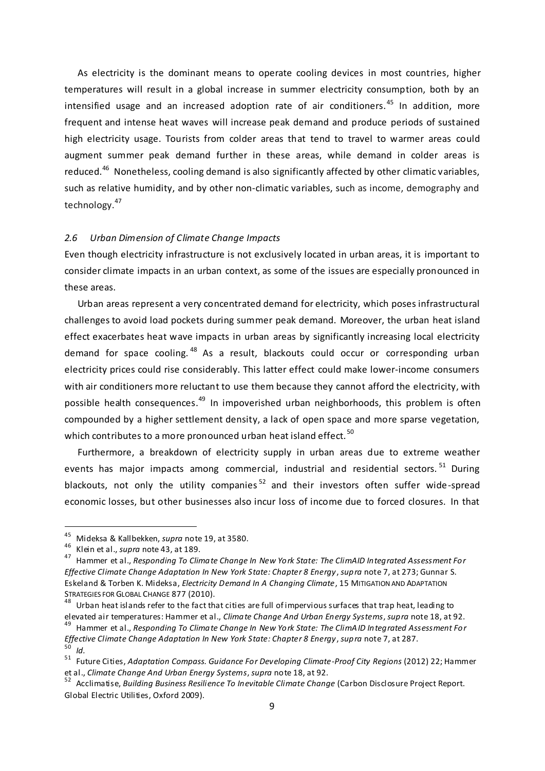As electricity is the dominant means to operate cooling devices in most countries, higher temperatures will result in a global increase in summer electricity consumption, both by an intensified usage and an increased adoption rate of air conditioners.[45] In addition, more frequent and intense heat waves will increase peak demand and produce periods of sustained high electricity usage. Tourists from colder areas that tend to travel to warmer areas could augment summer peak demand further in these areas, while demand in colder areas is reduced.[46] Nonetheless, cooling demand is also significantly affected by other climatic variables, such as relative humidity, and by other non-climatic variables, such as income, demography and technology.[47]

### *2.6 Urban Dimension of Climate Change Impacts*

Even though electricity infrastructure is not exclusively located in urban areas, it is important to consider climate impacts in an urban context, as some of the issues are especially pronounced in these areas.

Urban areas represent a very concentrated demand for electricity, which poses infrastructural challenges to avoid load pockets during summer peak demand. Moreover, the urban heat island effect exacerbates heat wave impacts in urban areas by significantly increasing local electricity demand for space cooling.[48] As a result, blackouts could occur or corresponding urban electricity prices could rise considerably. This latter effect could make lower-income consumers with air conditioners more reluctant to use them because they cannot afford the electricity, with possible health consequences.[49] In impoverished urban neighborhoods, this problem is often compounded by a higher settlement density, a lack of open space and more sparse vegetation, which contributes to a more pronounced urban heat island effect.[50]

Furthermore, a breakdown of electricity supply in urban areas due to extreme weather events has major impacts among commercial, industrial and residential sectors.[51] During blackouts, not only the utility companies[52] and their investors often suffer wide-spread economic losses, but other businesses also incur loss of income due to forced closures. In that

---

[45] Mideksa & Kallbekken, *supra* note 19, at 3580.

[46] Klein et al., *supra* note 43, at 189.

[47] Hammer et al., *Responding To Climate Change In New York State: The ClimAID Integrated Assessment For Effective Climate Change Adaptation In New York State: Chapter 8 Energy*, *supra* note 7, at 273; Gunnar S. Eskeland & Torben K. Mideksa, *Electricity Demand In A Changing Climate*, 15 MITIGATION AND ADAPTATION STRATEGIES FOR GLOBAL CHANGE 877 (2010).

[48] Urban heat islands refer to the fact that cities are full of impervious surfaces that trap heat, leading to elevated air temperatures: Hammer et al., *Climate Change And Urban Energy Systems*, *supra* note 18, at 92.

[49] Hammer et al., *Responding To Climate Change In New York State: The ClimAID Integrated Assessment For Effective Climate Change Adaptation In New York State: Chapter 8 Energy*, *supra* note 7, at 287.

[50] *Id.*

[51] Future Cities, *Adaptation Compass. Guidance For Developing Climate-Proof City Regions* (2012) 22; Hammer et al., *Climate Change And Urban Energy Systems*, *supra* note 18, at 92.

[52] Acclimatise, *Building Business Resilience To Inevitable Climate Change* (Carbon Disclosure Project Report. Global Electric Utilities, Oxford 2009).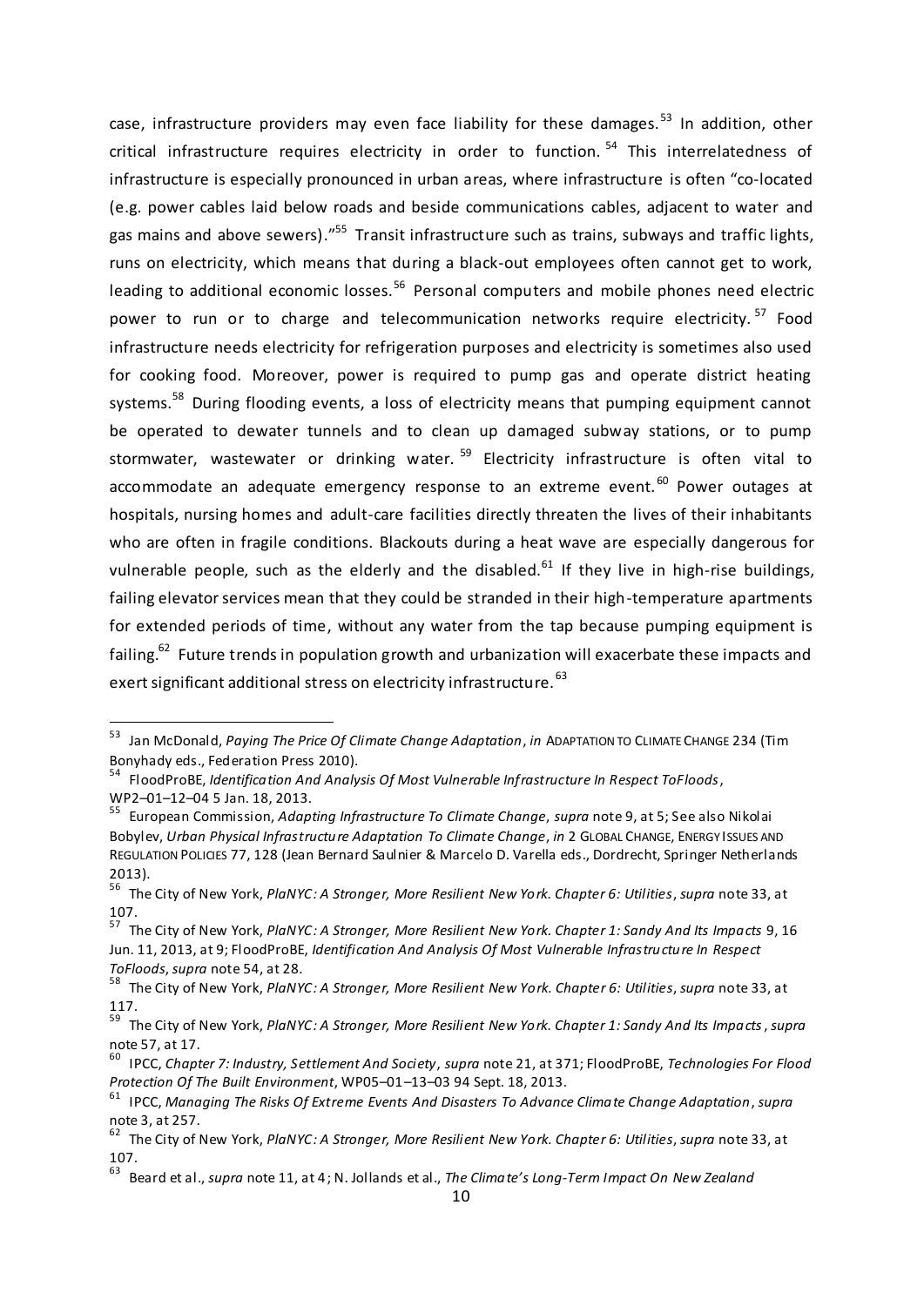case, infrastructure providers may even face liability for these damages.[53] In addition, other critical infrastructure requires electricity in order to function.[54] This interrelatedness of infrastructure is especially pronounced in urban areas, where infrastructure is often "co-located (e.g. power cables laid below roads and beside communications cables, adjacent to water and gas mains and above sewers)."[55] Transit infrastructure such as trains, subways and traffic lights, runs on electricity, which means that during a black-out employees often cannot get to work, leading to additional economic losses.[56] Personal computers and mobile phones need electric power to run or to charge and telecommunication networks require electricity.[57] Food infrastructure needs electricity for refrigeration purposes and electricity is sometimes also used for cooking food. Moreover, power is required to pump gas and operate district heating systems.[58] During flooding events, a loss of electricity means that pumping equipment cannot be operated to dewater tunnels and to clean up damaged subway stations, or to pump stormwater, wastewater or drinking water.[59] Electricity infrastructure is often vital to accommodate an adequate emergency response to an extreme event.[60] Power outages at hospitals, nursing homes and adult-care facilities directly threaten the lives of their inhabitants who are often in fragile conditions. Blackouts during a heat wave are especially dangerous for vulnerable people, such as the elderly and the disabled.[61] If they live in high-rise buildings, failing elevator services mean that they could be stranded in their high-temperature apartments for extended periods of time, without any water from the tap because pumping equipment is failing.[62] Future trends in population growth and urbanization will exacerbate these impacts and exert significant additional stress on electricity infrastructure.[63]

---

[53] Jan McDonald, *Paying The Price Of Climate Change Adaptation*, *in* ADAPTATION TO CLIMATE CHANGE 234 (Tim Bonyhady eds., Federation Press 2010).

[54] FloodProBE, *Identification And Analysis Of Most Vulnerable Infrastructure In Respect ToFloods*, WP2–01–12–04 5 Jan. 18, 2013.

[55] European Commission, *Adapting Infrastructure To Climate Change*, *supra* note 9, at 5; See also Nikolai Bobylev, *Urban Physical Infrastructure Adaptation To Climate Change*, *in* 2 GLOBAL CHANGE, ENERGY ISSUES AND REGULATION POLICIES 77, 128 (Jean Bernard Saulnier & Marcelo D. Varella eds., Dordrecht, Springer Netherlands 2013).

[56] The City of New York, *PlaNYC: A Stronger, More Resilient New York. Chapter 6: Utilities*, *supra* note 33, at 107.

[57] The City of New York, *PlaNYC: A Stronger, More Resilient New York. Chapter 1: Sandy And Its Impacts* 9, 16 Jun. 11, 2013, at 9; FloodProBE, *Identification And Analysis Of Most Vulnerable Infrastructure In Respect ToFloods*, *supra* note 54, at 28.

[58] The City of New York, *PlaNYC: A Stronger, More Resilient New York. Chapter 6: Utilities*, *supra* note 33, at 117.

[59] The City of New York, *PlaNYC: A Stronger, More Resilient New York. Chapter 1: Sandy And Its Impacts*, *supra* note 57, at 17.

[60] IPCC, *Chapter 7: Industry, Settlement And Society*, *supra* note 21, at 371; FloodProBE, *Technologies For Flood Protection Of The Built Environment*, WP05–01–13–03 94 Sept. 18, 2013.

[61] IPCC, *Managing The Risks Of Extreme Events And Disasters To Advance Climate Change Adaptation*, *supra* note 3, at 257.

[62] The City of New York, *PlaNYC: A Stronger, More Resilient New York. Chapter 6: Utilities*, *supra* note 33, at 107.

[63] Beard et al., *supra* note 11, at 4; N. Jollands et al., *The Climate's Long-Term Impact On New Zealand*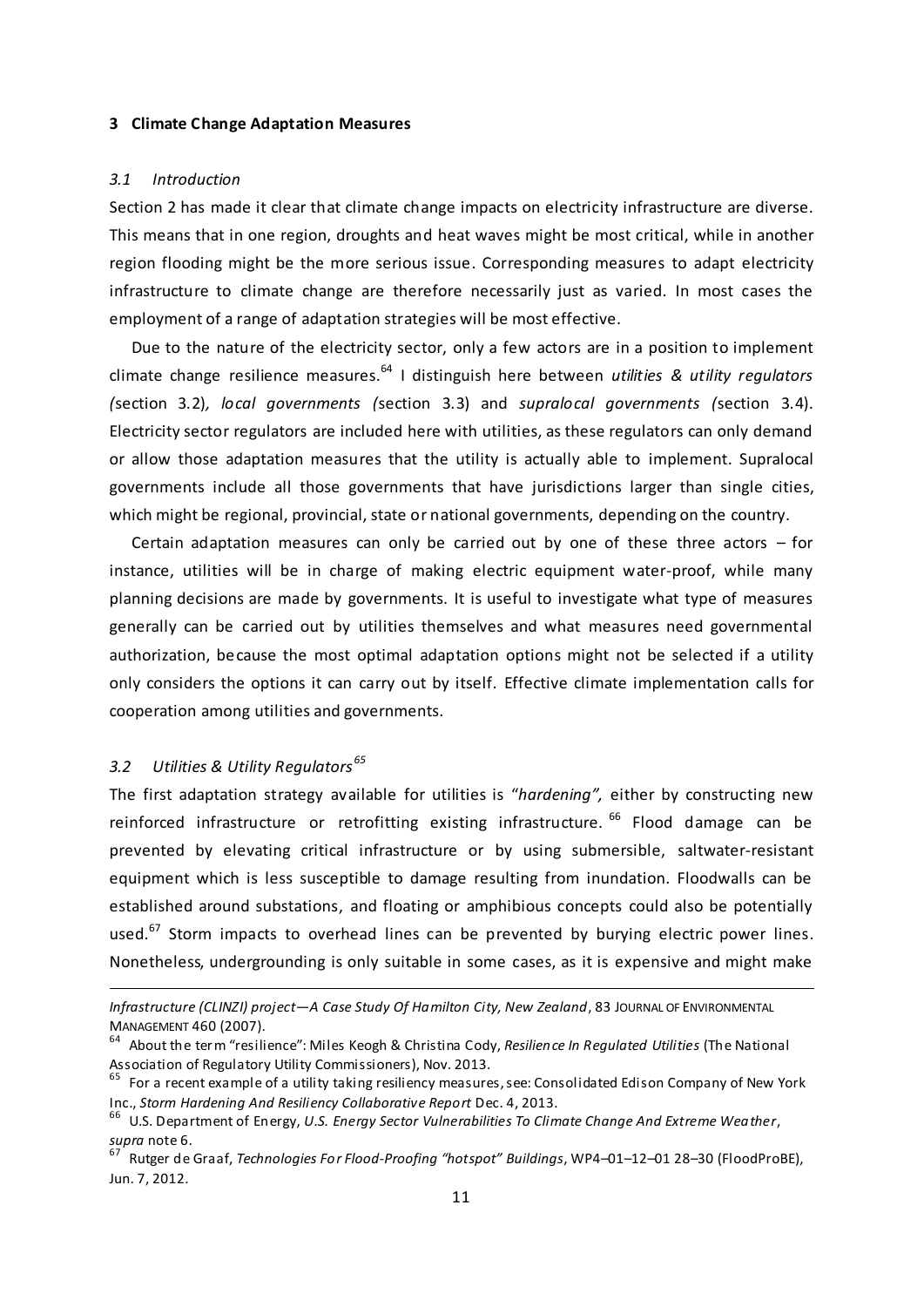## 3 Climate Change Adaptation Measures

### *3.1 Introduction*

Section 2 has made it clear that climate change impacts on electricity infrastructure are diverse. This means that in one region, droughts and heat waves might be most critical, while in another region flooding might be the more serious issue. Corresponding measures to adapt electricity infrastructure to climate change are therefore necessarily just as varied. In most cases the employment of a range of adaptation strategies will be most effective.

Due to the nature of the electricity sector, only a few actors are in a position to implement climate change resilience measures.[64] I distinguish here between *utilities & utility regulators (*section 3.2)*, local governments (*section 3.3) and *supralocal governments (*section 3.4). Electricity sector regulators are included here with utilities, as these regulators can only demand or allow those adaptation measures that the utility is actually able to implement. Supralocal governments include all those governments that have jurisdictions larger than single cities, which might be regional, provincial, state or national governments, depending on the country.

Certain adaptation measures can only be carried out by one of these three actors – for instance, utilities will be in charge of making electric equipment water-proof, while many planning decisions are made by governments. It is useful to investigate what type of measures generally can be carried out by utilities themselves and what measures need governmental authorization, because the most optimal adaptation options might not be selected if a utility only considers the options it can carry out by itself. Effective climate implementation calls for cooperation among utilities and governments.

### *3.2 Utilities & Utility Regulators*[65]

The first adaptation strategy available for utilities is "*hardening",* either by constructing new reinforced infrastructure or retrofitting existing infrastructure.[66] Flood damage can be prevented by elevating critical infrastructure or by using submersible, saltwater-resistant equipment which is less susceptible to damage resulting from inundation. Floodwalls can be established around substations, and floating or amphibious concepts could also be potentially used.[67] Storm impacts to overhead lines can be prevented by burying electric power lines. Nonetheless, undergrounding is only suitable in some cases, as it is expensive and might make

*Infrastructure (CLINZI) project—A Case Study Of Hamilton City, New Zealand*, 83 JOURNAL OF ENVIRONMENTAL MANAGEMENT 460 (2007).

[64] About the term "resilience": Miles Keogh & Christina Cody, *Resilience In Regulated Utilities* (The National Association of Regulatory Utility Commissioners), Nov. 2013.

[65] For a recent example of a utility taking resiliency measures, see: Consolidated Edison Company of New York Inc., *Storm Hardening And Resiliency Collaborative Report* Dec. 4, 2013.

[66] U.S. Department of Energy, *U.S. Energy Sector Vulnerabilities To Climate Change And Extreme Weather*, *supra* note 6.

[67] Rutger de Graaf, *Technologies For Flood-Proofing "hotspot" Buildings*, WP4–01–12–01 28–30 (FloodProBE), Jun. 7, 2012.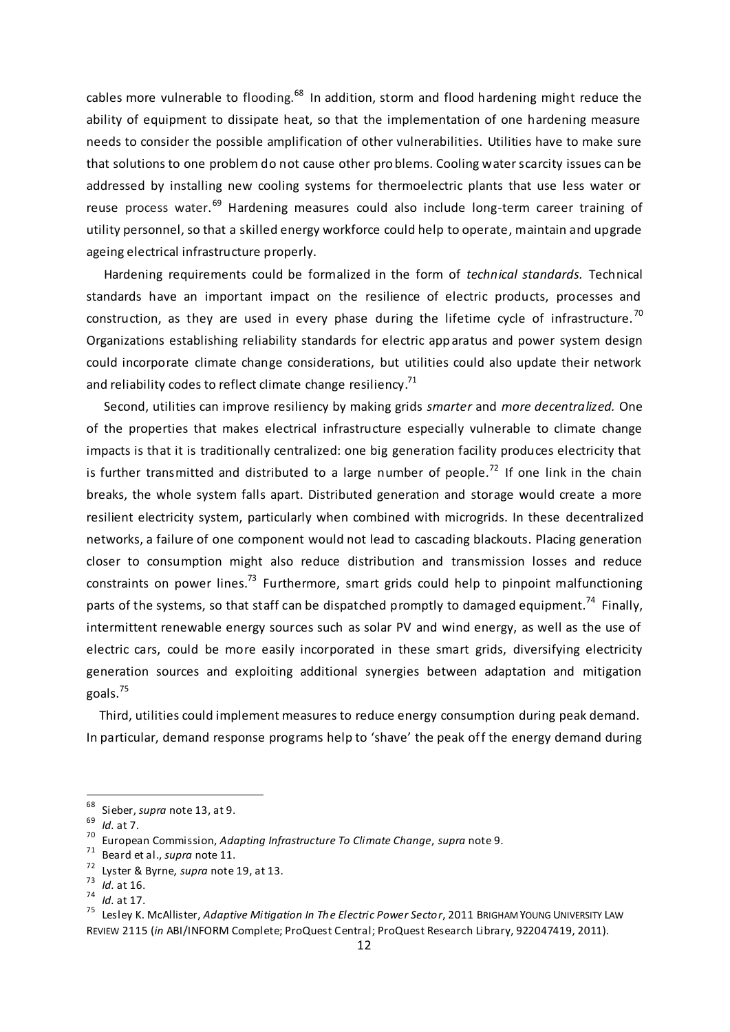cables more vulnerable to flooding.[68] In addition, storm and flood hardening might reduce the ability of equipment to dissipate heat, so that the implementation of one hardening measure needs to consider the possible amplification of other vulnerabilities. Utilities have to make sure that solutions to one problem do not cause other problems. Cooling water scarcity issues can be addressed by installing new cooling systems for thermoelectric plants that use less water or reuse process water.[69] Hardening measures could also include long-term career training of utility personnel, so that a skilled energy workforce could help to operate, maintain and upgrade ageing electrical infrastructure properly.

Hardening requirements could be formalized in the form of *technical standards.* Technical standards have an important impact on the resilience of electric products, processes and construction, as they are used in every phase during the lifetime cycle of infrastructure.[70] Organizations establishing reliability standards for electric apparatus and power system design could incorporate climate change considerations, but utilities could also update their network and reliability codes to reflect climate change resiliency.[71]

Second, utilities can improve resiliency by making grids *smarter* and *more decentralized.* One of the properties that makes electrical infrastructure especially vulnerable to climate change impacts is that it is traditionally centralized: one big generation facility produces electricity that is further transmitted and distributed to a large number of people.[72] If one link in the chain breaks, the whole system falls apart. Distributed generation and storage would create a more resilient electricity system, particularly when combined with microgrids. In these decentralized networks, a failure of one component would not lead to cascading blackouts. Placing generation closer to consumption might also reduce distribution and transmission losses and reduce constraints on power lines.[73] Furthermore, smart grids could help to pinpoint malfunctioning parts of the systems, so that staff can be dispatched promptly to damaged equipment.[74] Finally, intermittent renewable energy sources such as solar PV and wind energy, as well as the use of electric cars, could be more easily incorporated in these smart grids, diversifying electricity generation sources and exploiting additional synergies between adaptation and mitigation goals.[75]

Third, utilities could implement measures to reduce energy consumption during peak demand. In particular, demand response programs help to 'shave' the peak off the energy demand during

---

[68] Sieber, *supra* note 13, at 9.

[69] *Id.* at 7.

[70] European Commission, *Adapting Infrastructure To Climate Change*, *supra* note 9.

[71] Beard et al., *supra* note 11.

[72] Lyster & Byrne, *supra* note 19, at 13.

[73] *Id.* at 16.

[74] *Id.* at 17.

[75] Lesley K. McAllister, *Adaptive Mitigation In The Electric Power Sector*, 2011 BRIGHAM YOUNG UNIVERSITY LAW REVIEW 2115 (*in* ABI/INFORM Complete; ProQuest Central; ProQuest Research Library, 922047419, 2011).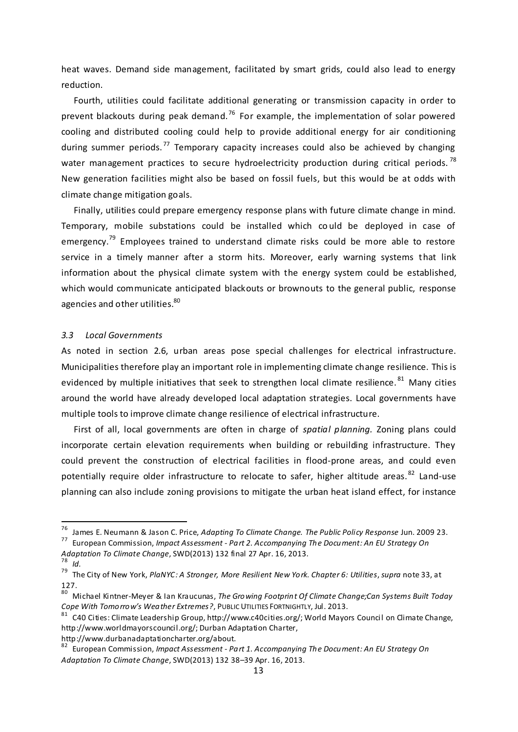heat waves. Demand side management, facilitated by smart grids, could also lead to energy reduction.

Fourth, utilities could facilitate additional generating or transmission capacity in order to prevent blackouts during peak demand.[76] For example, the implementation of solar powered cooling and distributed cooling could help to provide additional energy for air conditioning during summer periods.[77] Temporary capacity increases could also be achieved by changing water management practices to secure hydroelectricity production during critical periods.[78] New generation facilities might also be based on fossil fuels, but this would be at odds with climate change mitigation goals.

Finally, utilities could prepare emergency response plans with future climate change in mind. Temporary, mobile substations could be installed which could be deployed in case of emergency.[79] Employees trained to understand climate risks could be more able to restore service in a timely manner after a storm hits. Moreover, early warning systems that link information about the physical climate system with the energy system could be established, which would communicate anticipated blackouts or brownouts to the general public, response agencies and other utilities.[80]

### *3.3 Local Governments*

As noted in section 2.6, urban areas pose special challenges for electrical infrastructure. Municipalities therefore play an important role in implementing climate change resilience. This is evidenced by multiple initiatives that seek to strengthen local climate resilience.[81] Many cities around the world have already developed local adaptation strategies. Local governments have multiple tools to improve climate change resilience of electrical infrastructure.

First of all, local governments are often in charge of *spatial planning.* Zoning plans could incorporate certain elevation requirements when building or rebuilding infrastructure. They could prevent the construction of electrical facilities in flood-prone areas, and could even potentially require older infrastructure to relocate to safer, higher altitude areas.[82] Land-use planning can also include zoning provisions to mitigate the urban heat island effect, for instance

---

[76] James E. Neumann & Jason C. Price, *Adapting To Climate Change. The Public Policy Response* Jun. 2009 23.

[77] European Commission, *Impact Assessment - Part 2. Accompanying The Document: An EU Strategy On Adaptation To Climate Change*, SWD(2013) 132 final 27 Apr. 16, 2013.

[78] *Id.*

[79] The City of New York, *PlaNYC: A Stronger, More Resilient New York. Chapter 6: Utilities*, *supra* note 33, at 127.

[80] Michael Kintner-Meyer & Ian Kraucunas, *The Growing Footprint Of Climate Change;Can Systems Built Today Cope With Tomorrow's Weather Extremes?*, PUBLIC UTILITIES FORTNIGHTLY, Jul. 2013.

[81] C40 Cities: Climate Leadership Group, http://www.c40cities.org/; World Mayors Council on Climate Change, http://www.worldmayorscouncil.org/; Durban Adaptation Charter, http://www.durbanadaptationcharter.org/about.

[82] European Commission, *Impact Assessment - Part 1. Accompanying The Document: An EU Strategy On Adaptation To Climate Change*, SWD(2013) 132 38–39 Apr. 16, 2013.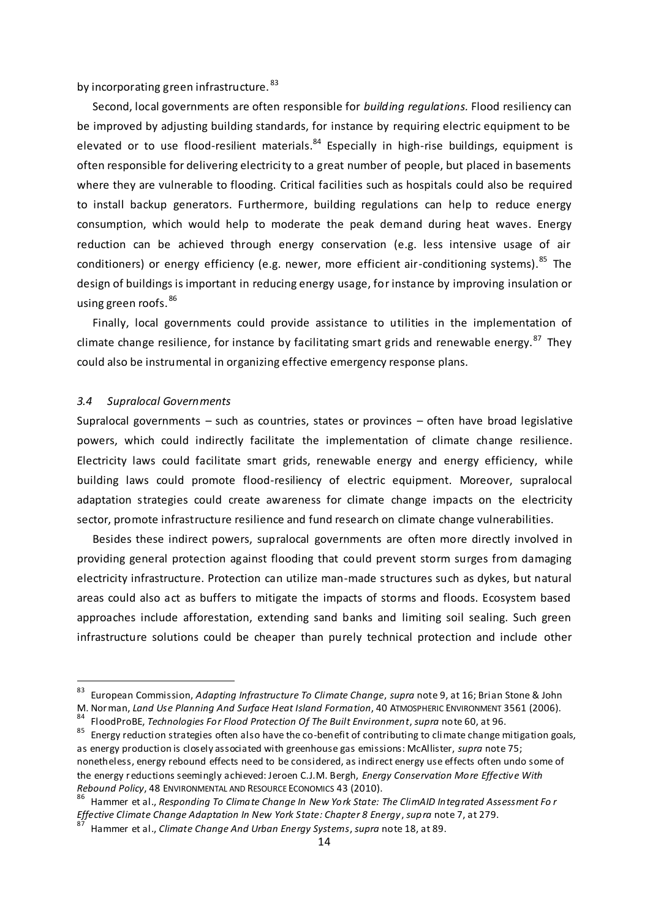by incorporating green infrastructure.[83]

Second, local governments are often responsible for *building regulations.* Flood resiliency can be improved by adjusting building standards, for instance by requiring electric equipment to be elevated or to use flood-resilient materials.[84] Especially in high-rise buildings, equipment is often responsible for delivering electricity to a great number of people, but placed in basements where they are vulnerable to flooding. Critical facilities such as hospitals could also be required to install backup generators. Furthermore, building regulations can help to reduce energy consumption, which would help to moderate the peak demand during heat waves. Energy reduction can be achieved through energy conservation (e.g. less intensive usage of air conditioners) or energy efficiency (e.g. newer, more efficient air-conditioning systems).[85] The design of buildings is important in reducing energy usage, for instance by improving insulation or using green roofs.[86]

Finally, local governments could provide assistance to utilities in the implementation of climate change resilience, for instance by facilitating smart grids and renewable energy.[87] They could also be instrumental in organizing effective emergency response plans.

### *3.4 Supralocal Governments*

Supralocal governments – such as countries, states or provinces – often have broad legislative powers, which could indirectly facilitate the implementation of climate change resilience. Electricity laws could facilitate smart grids, renewable energy and energy efficiency, while building laws could promote flood-resiliency of electric equipment. Moreover, supralocal adaptation strategies could create awareness for climate change impacts on the electricity sector, promote infrastructure resilience and fund research on climate change vulnerabilities.

Besides these indirect powers, supralocal governments are often more directly involved in providing general protection against flooding that could prevent storm surges from damaging electricity infrastructure. Protection can utilize man-made structures such as dykes, but natural areas could also act as buffers to mitigate the impacts of storms and floods. Ecosystem based approaches include afforestation, extending sand banks and limiting soil sealing. Such green infrastructure solutions could be cheaper than purely technical protection and include other

---

[83] European Commission, *Adapting Infrastructure To Climate Change*, *supra* note 9, at 16; Brian Stone & John M. Norman, *Land Use Planning And Surface Heat Island Formation*, 40 ATMOSPHERIC ENVIRONMENT 3561 (2006).

[84] FloodProBE, *Technologies For Flood Protection Of The Built Environment*, *supra* note 60, at 96.

[85] Energy reduction strategies often also have the co-benefit of contributing to climate change mitigation goals, as energy production is closely associated with greenhouse gas emissions: McAllister, *supra* note 75; nonetheless, energy rebound effects need to be considered, as indirect energy use effects often undo some of the energy reductions seemingly achieved: Jeroen C.J.M. Bergh, *Energy Conservation More Effective With Rebound Policy*, 48 ENVIRONMENTAL AND RESOURCE ECONOMICS 43 (2010).

[86] Hammer et al., *Responding To Climate Change In New York State: The ClimAID Integrated Assessment For Effective Climate Change Adaptation In New York State: Chapter 8 Energy*, *supra* note 7, at 279.

[87] Hammer et al., *Climate Change And Urban Energy Systems*, *supra* note 18, at 89.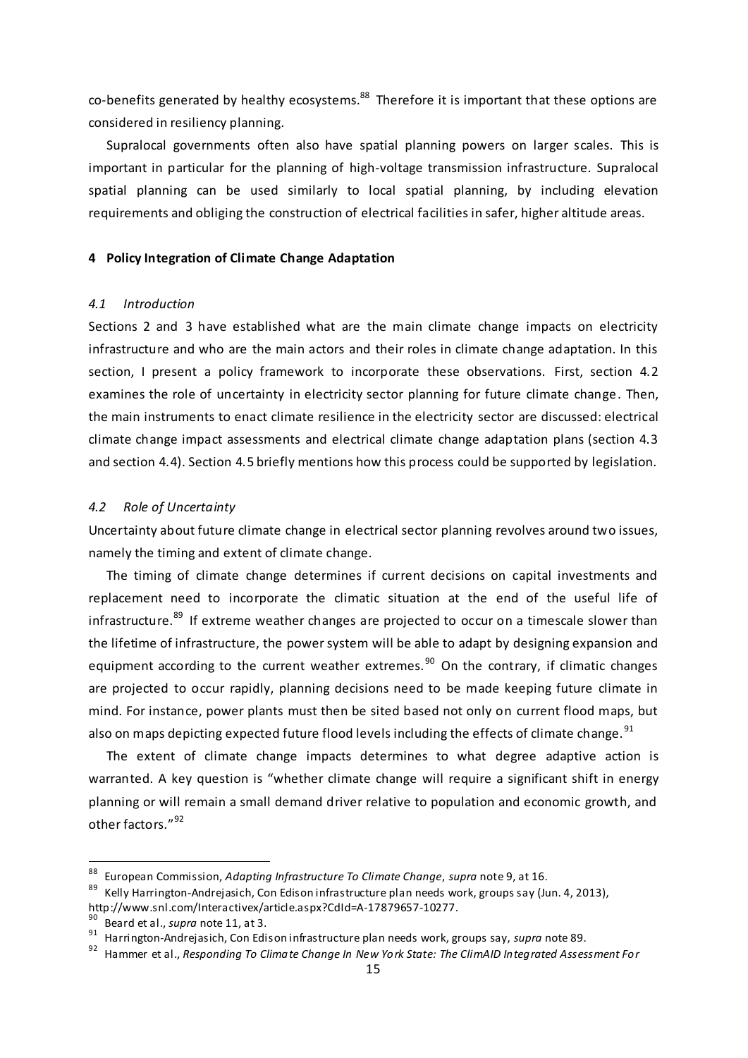co-benefits generated by healthy ecosystems.[88] Therefore it is important that these options are considered in resiliency planning.

Supralocal governments often also have spatial planning powers on larger scales. This is important in particular for the planning of high-voltage transmission infrastructure. Supralocal spatial planning can be used similarly to local spatial planning, by including elevation requirements and obliging the construction of electrical facilities in safer, higher altitude areas.

## 4 Policy Integration of Climate Change Adaptation

### *4.1 Introduction*

Sections 2 and 3 have established what are the main climate change impacts on electricity infrastructure and who are the main actors and their roles in climate change adaptation. In this section, I present a policy framework to incorporate these observations. First, section 4.2 examines the role of uncertainty in electricity sector planning for future climate change. Then, the main instruments to enact climate resilience in the electricity sector are discussed: electrical climate change impact assessments and electrical climate change adaptation plans (section 4.3 and section 4.4). Section 4.5 briefly mentions how this process could be supported by legislation.

### *4.2 Role of Uncertainty*

Uncertainty about future climate change in electrical sector planning revolves around two issues, namely the timing and extent of climate change.

The timing of climate change determines if current decisions on capital investments and replacement need to incorporate the climatic situation at the end of the useful life of infrastructure.[89] If extreme weather changes are projected to occur on a timescale slower than the lifetime of infrastructure, the power system will be able to adapt by designing expansion and equipment according to the current weather extremes.[90] On the contrary, if climatic changes are projected to occur rapidly, planning decisions need to be made keeping future climate in mind. For instance, power plants must then be sited based not only on current flood maps, but also on maps depicting expected future flood levels including the effects of climate change.[91]

The extent of climate change impacts determines to what degree adaptive action is warranted. A key question is "whether climate change will require a significant shift in energy planning or will remain a small demand driver relative to population and economic growth, and other factors."[92]

---

[88] European Commission, *Adapting Infrastructure To Climate Change*, *supra* note 9, at 16.

[89] Kelly Harrington-Andrejasich, Con Edison infrastructure plan needs work, groups say (Jun. 4, 2013), http://www.snl.com/Interactivex/article.aspx?CdId=A-17879657-10277.

[90] Beard et al., *supra* note 11, at 3.

[91] Harrington-Andrejasich, Con Edison infrastructure plan needs work, groups say, *supra* note 89.

[92] Hammer et al., *Responding To Climate Change In New York State: The ClimAID Integrated Assessment For*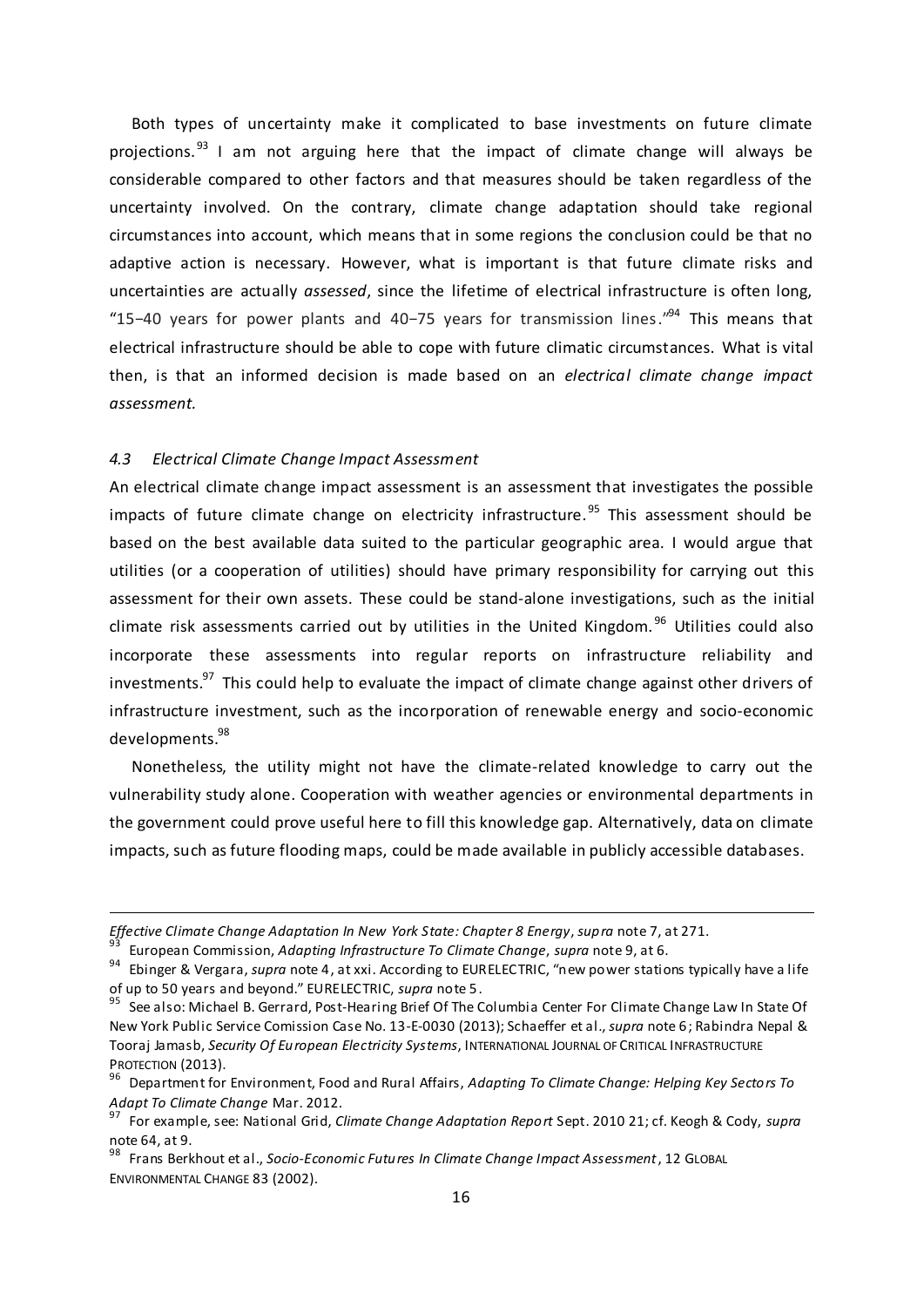Both types of uncertainty make it complicated to base investments on future climate projections.[93] I am not arguing here that the impact of climate change will always be considerable compared to other factors and that measures should be taken regardless of the uncertainty involved. On the contrary, climate change adaptation should take regional circumstances into account, which means that in some regions the conclusion could be that no adaptive action is necessary. However, what is important is that future climate risks and uncertainties are actually *assessed*, since the lifetime of electrical infrastructure is often long, "15−40 years for power plants and 40−75 years for transmission lines."[94] This means that electrical infrastructure should be able to cope with future climatic circumstances. What is vital then, is that an informed decision is made based on an *electrical climate change impact assessment.*

#### *4.3 Electrical Climate Change Impact Assessment*

An electrical climate change impact assessment is an assessment that investigates the possible impacts of future climate change on electricity infrastructure.[95] This assessment should be based on the best available data suited to the particular geographic area. I would argue that utilities (or a cooperation of utilities) should have primary responsibility for carrying out this assessment for their own assets. These could be stand-alone investigations, such as the initial climate risk assessments carried out by utilities in the United Kingdom.[96] Utilities could also incorporate these assessments into regular reports on infrastructure reliability and investments.[97] This could help to evaluate the impact of climate change against other drivers of infrastructure investment, such as the incorporation of renewable energy and socio-economic developments.[98]

Nonetheless, the utility might not have the climate-related knowledge to carry out the vulnerability study alone. Cooperation with weather agencies or environmental departments in the government could prove useful here to fill this knowledge gap. Alternatively, data on climate impacts, such as future flooding maps, could be made available in publicly accessible databases.

---

*Effective Climate Change Adaptation In New York State: Chapter 8 Energy*, *supra* note 7, at 271.

[93] European Commission, *Adapting Infrastructure To Climate Change*, *supra* note 9, at 6.

[94] Ebinger & Vergara, *supra* note 4, at xxi. According to EURELECTRIC, "new power stations typically have a life of up to 50 years and beyond." EURELECTRIC, *supra* note 5.

[95] See also: Michael B. Gerrard, Post-Hearing Brief Of The Columbia Center For Climate Change Law In State Of New York Public Service Comission Case No. 13-E-0030 (2013); Schaeffer et al., *supra* note 6; Rabindra Nepal & Tooraj Jamasb, *Security Of European Electricity Systems*, INTERNATIONAL JOURNAL OF CRITICAL INFRASTRUCTURE PROTECTION (2013).

[96] Department for Environment, Food and Rural Affairs, *Adapting To Climate Change: Helping Key Sectors To Adapt To Climate Change* Mar. 2012.

[97] For example, see: National Grid, *Climate Change Adaptation Report* Sept. 2010 21; cf. Keogh & Cody, *supra* note 64, at 9.

[98] Frans Berkhout et al., *Socio-Economic Futures In Climate Change Impact Assessment*, 12 GLOBAL ENVIRONMENTAL CHANGE 83 (2002).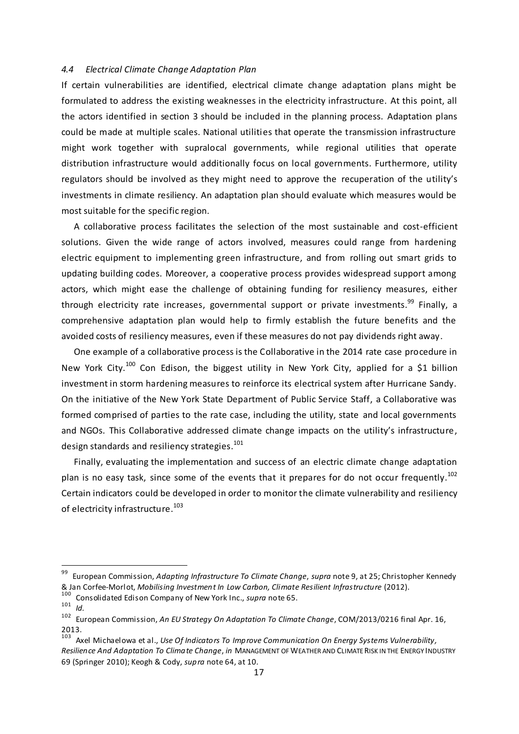#### *4.4 Electrical Climate Change Adaptation Plan*

If certain vulnerabilities are identified, electrical climate change adaptation plans might be formulated to address the existing weaknesses in the electricity infrastructure. At this point, all the actors identified in section 3 should be included in the planning process. Adaptation plans could be made at multiple scales. National utilities that operate the transmission infrastructure might work together with supralocal governments, while regional utilities that operate distribution infrastructure would additionally focus on local governments. Furthermore, utility regulators should be involved as they might need to approve the recuperation of the utility's investments in climate resiliency. An adaptation plan should evaluate which measures would be most suitable for the specific region.

A collaborative process facilitates the selection of the most sustainable and cost-efficient solutions. Given the wide range of actors involved, measures could range from hardening electric equipment to implementing green infrastructure, and from rolling out smart grids to updating building codes. Moreover, a cooperative process provides widespread support among actors, which might ease the challenge of obtaining funding for resiliency measures, either through electricity rate increases, governmental support or private investments.[99] Finally, a comprehensive adaptation plan would help to firmly establish the future benefits and the avoided costs of resiliency measures, even if these measures do not pay dividends right away.

One example of a collaborative process is the Collaborative in the 2014 rate case procedure in New York City.[100] Con Edison, the biggest utility in New York City, applied for a $1 billion investment in storm hardening measures to reinforce its electrical system after Hurricane Sandy. On the initiative of the New York State Department of Public Service Staff, a Collaborative was formed comprised of parties to the rate case, including the utility, state and local governments and NGOs. This Collaborative addressed climate change impacts on the utility's infrastructure, design standards and resiliency strategies.[101]

Finally, evaluating the implementation and success of an electric climate change adaptation plan is no easy task, since some of the events that it prepares for do not occur frequently.[102] Certain indicators could be developed in order to monitor the climate vulnerability and resiliency of electricity infrastructure.[103]

---

[99] European Commission, *Adapting Infrastructure To Climate Change*, *supra* note 9, at 25; Christopher Kennedy & Jan Corfee-Morlot, *Mobilising Investment In Low Carbon, Climate Resilient Infrastructure* (2012).

[100] Consolidated Edison Company of New York Inc., *supra* note 65.

[101] *Id.*

[102] European Commission, *An EU Strategy On Adaptation To Climate Change*, COM/2013/0216 final Apr. 16, 2013.

[103] Axel Michaelowa et al., *Use Of Indicators To Improve Communication On Energy Systems Vulnerability, Resilience And Adaptation To Climate Change*, *in* MANAGEMENT OF WEATHER AND CLIMATE RISK IN THE ENERGY INDUSTRY 69 (Springer 2010); Keogh & Cody, *supra* note 64, at 10.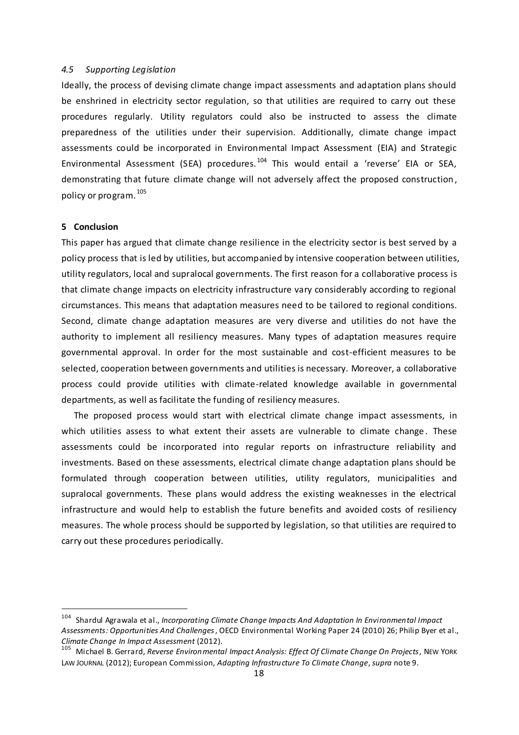### *4.5 Supporting Legislation*

Ideally, the process of devising climate change impact assessments and adaptation plans should be enshrined in electricity sector regulation, so that utilities are required to carry out these procedures regularly. Utility regulators could also be instructed to assess the climate preparedness of the utilities under their supervision. Additionally, climate change impact assessments could be incorporated in Environmental Impact Assessment (EIA) and Strategic Environmental Assessment (SEA) procedures.[104] This would entail a 'reverse' EIA or SEA, demonstrating that future climate change will not adversely affect the proposed construction, policy or program.[105]

## **5 Conclusion**

This paper has argued that climate change resilience in the electricity sector is best served by a policy process that is led by utilities, but accompanied by intensive cooperation between utilities, utility regulators, local and supralocal governments. The first reason for a collaborative process is that climate change impacts on electricity infrastructure vary considerably according to regional circumstances. This means that adaptation measures need to be tailored to regional conditions. Second, climate change adaptation measures are very diverse and utilities do not have the authority to implement all resiliency measures. Many types of adaptation measures require governmental approval. In order for the most sustainable and cost-efficient measures to be selected, cooperation between governments and utilities is necessary. Moreover, a collaborative process could provide utilities with climate-related knowledge available in governmental departments, as well as facilitate the funding of resiliency measures.

The proposed process would start with electrical climate change impact assessments, in which utilities assess to what extent their assets are vulnerable to climate change. These assessments could be incorporated into regular reports on infrastructure reliability and investments. Based on these assessments, electrical climate change adaptation plans should be formulated through cooperation between utilities, utility regulators, municipalities and supralocal governments. These plans would address the existing weaknesses in the electrical infrastructure and would help to establish the future benefits and avoided costs of resiliency measures. The whole process should be supported by legislation, so that utilities are required to carry out these procedures periodically.

---

[104] Shardul Agrawala et al., *Incorporating Climate Change Impacts And Adaptation In Environmental Impact Assessments: Opportunities And Challenges*, OECD Environmental Working Paper 24 (2010) 26; Philip Byer et al., *Climate Change In Impact Assessment* (2012).

[105] Michael B. Gerrard, *Reverse Environmental Impact Analysis: Effect Of Climate Change On Projects*, NEW YORK LAW JOURNAL (2012); European Commission, *Adapting Infrastructure To Climate Change*, *supra* note 9.